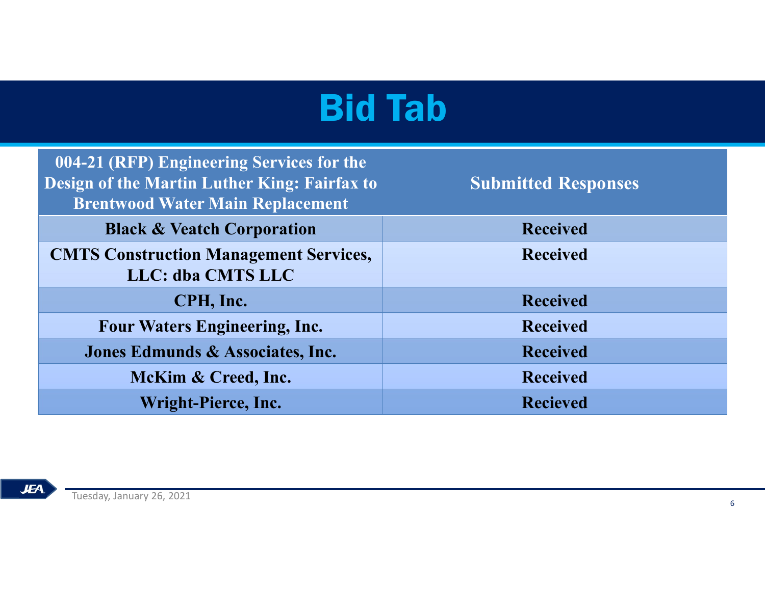# Bid Tab

| 004-21 (RFP) Engineering Services for the Design of the Martin Luther King: Fairfax to Brentwood Water Main Replacement | Submitted Responses |
|---|---|
| Black & Veatch Corporation | Received |
| CMTS Construction Management Services, LLC: dba CMTS LLC | Received |
| CPH, Inc. | Received |
| Four Waters Engineering, Inc. | Received |
| Jones Edmunds & Associates, Inc. | Received |
| McKim & Creed, Inc. | Received |
| Wright-Pierce, Inc. | Recieved |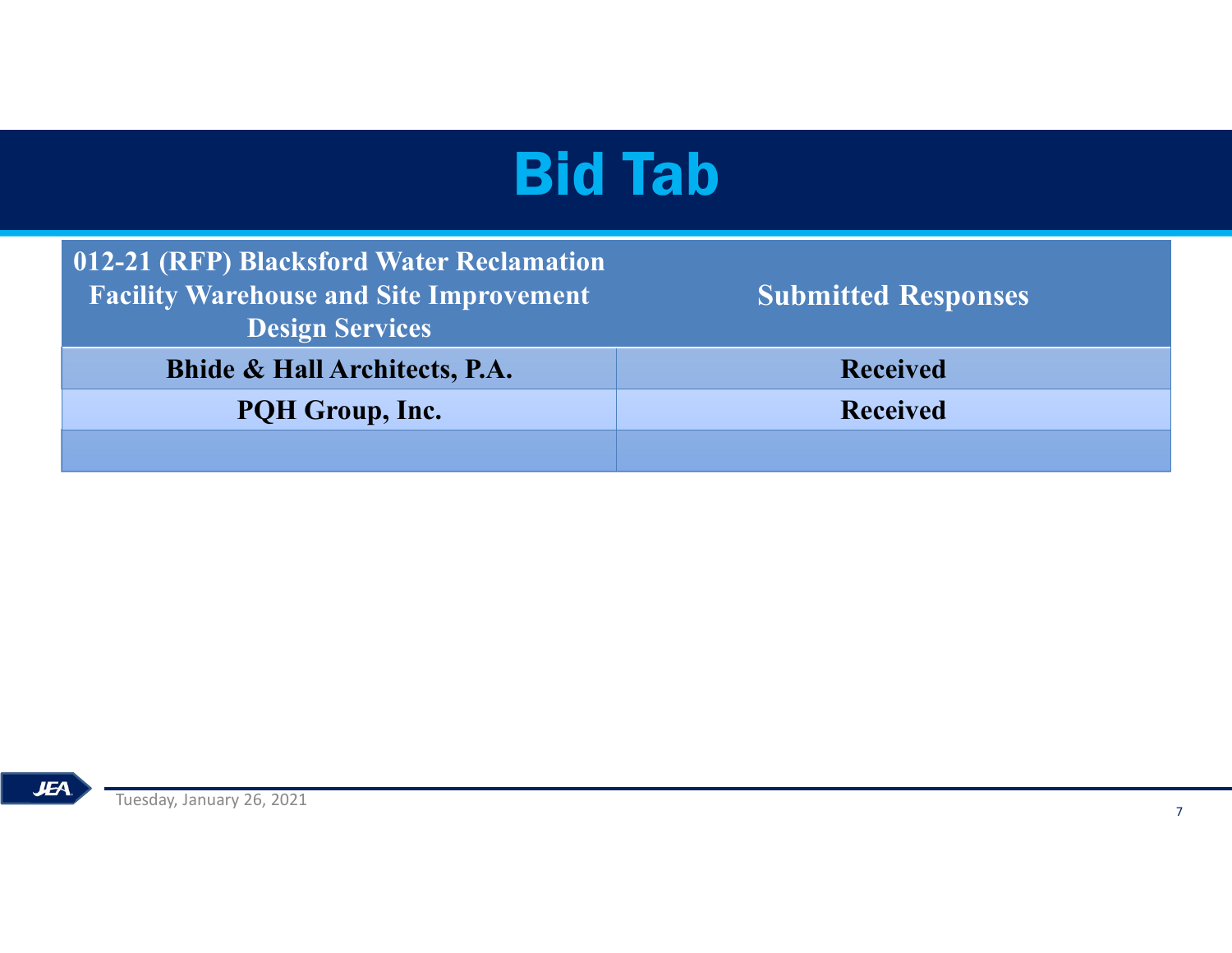# Bid Tab

| 012-21 (RFP) Blacksford Water Reclamation Facility Warehouse and Site Improvement Design Services | Submitted Responses |
|---|---|
| Bhide & Hall Architects, P.A. | Received |
| PQH Group, Inc. | Received |
| | |

Tuesday, January 26, 2021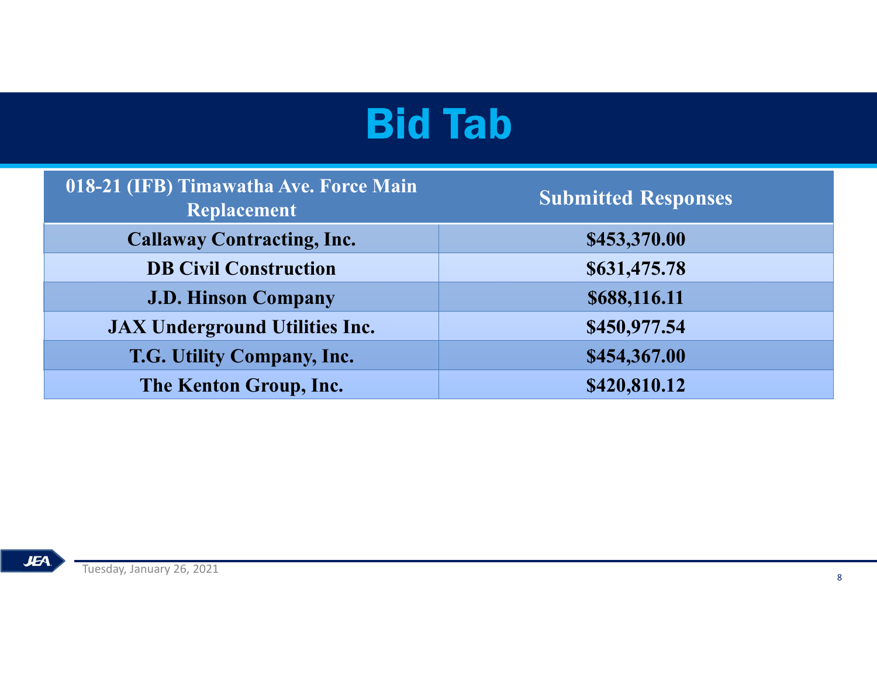# Bid Tab

| 018-21 (IFB) Timawatha Ave. Force Main Replacement | Submitted Responses |
|---|---|
| Callaway Contracting, Inc. | $453,370.00 |
| DB Civil Construction | $631,475.78 |
| J.D. Hinson Company | $688,116.11 |
| JAX Underground Utilities Inc. | $450,977.54 |
| T.G. Utility Company, Inc. | $454,367.00 |
| The Kenton Group, Inc. | $420,810.12 |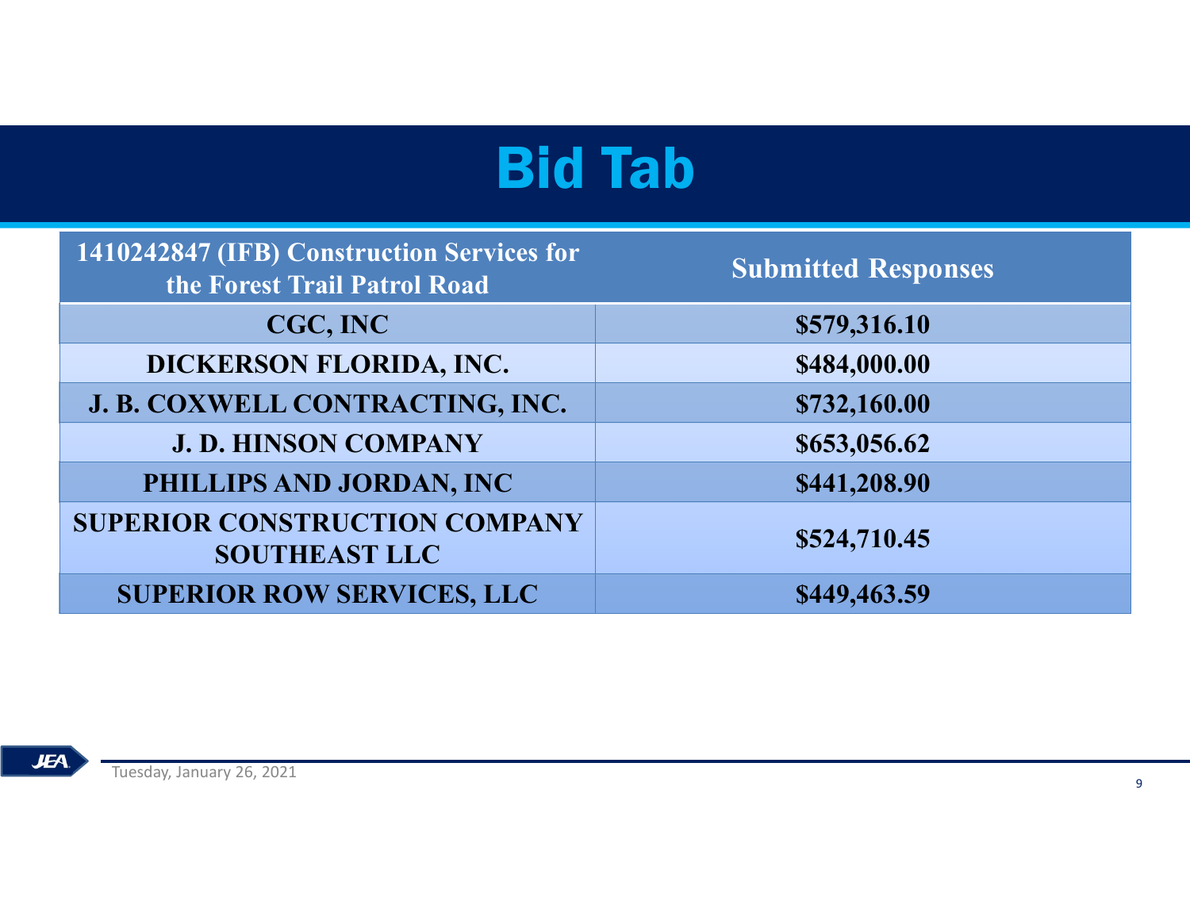# Bid Tab

| 1410242847 (IFB) Construction Services for the Forest Trail Patrol Road | Submitted Responses |
|---|---|
| CGC, INC | $579,316.10 |
| DICKERSON FLORIDA, INC. | $484,000.00 |
| J. B. COXWELL CONTRACTING, INC. | $732,160.00 |
| J. D. HINSON COMPANY | $653,056.62 |
| PHILLIPS AND JORDAN, INC | $441,208.90 |
| SUPERIOR CONSTRUCTION COMPANY SOUTHEAST LLC | $524,710.45 |
| SUPERIOR ROW SERVICES, LLC | $449,463.59 |

Tuesday, January 26, 2021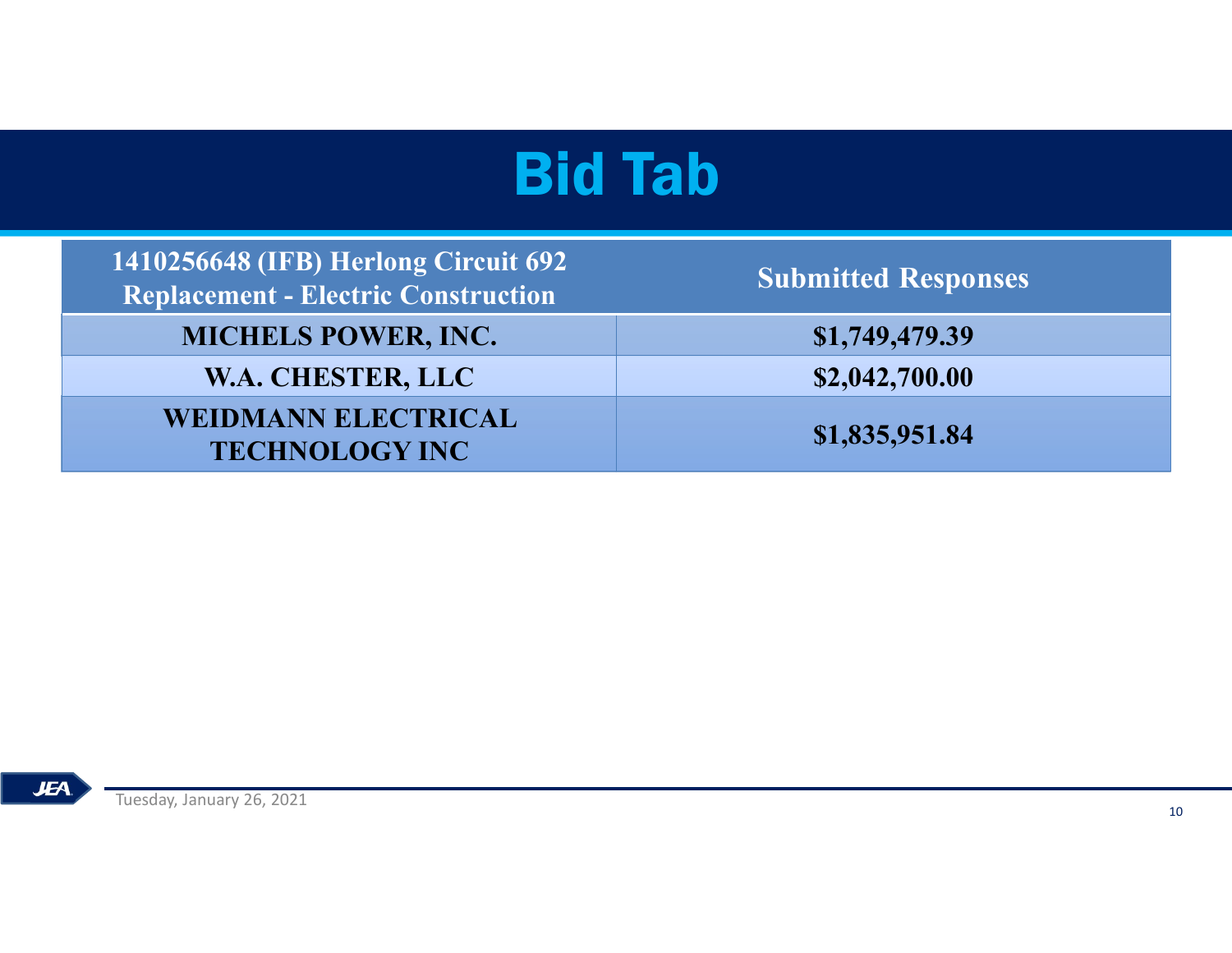# Bid Tab

| 1410256648 (IFB) Herlong Circuit 692 Replacement - Electric Construction | Submitted Responses |
|---|---|
| MICHELS POWER, INC. | $1,749,479.39 |
| W.A. CHESTER, LLC | $2,042,700.00 |
| WEIDMANN ELECTRICAL TECHNOLOGY INC | $1,835,951.84 |

Tuesday, January 26, 2021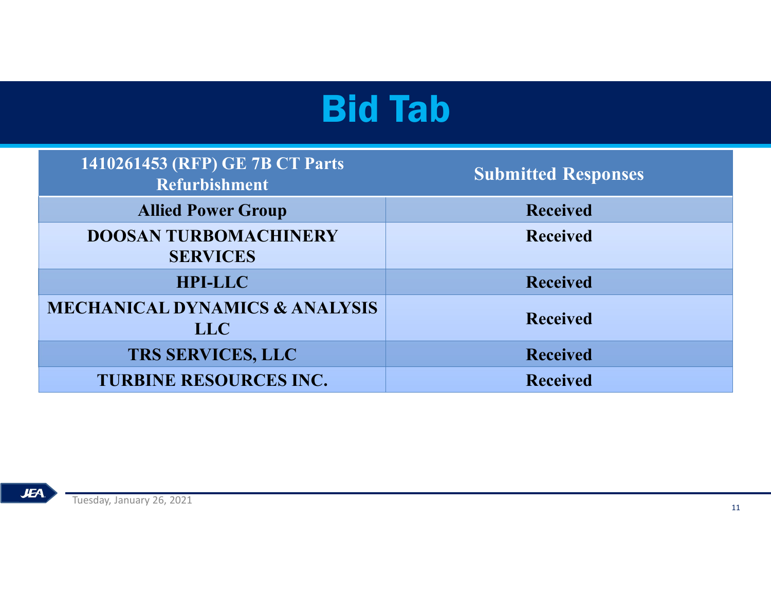# Bid Tab

| 1410261453 (RFP) GE 7B CT Parts Refurbishment | Submitted Responses |
|---|---|
| Allied Power Group | Received |
| DOOSAN TURBOMACHINERY SERVICES | Received |
| HPI-LLC | Received |
| MECHANICAL DYNAMICS & ANALYSIS LLC | Received |
| TRS SERVICES, LLC | Received |
| TURBINE RESOURCES INC. | Received |

Tuesday, January 26, 2021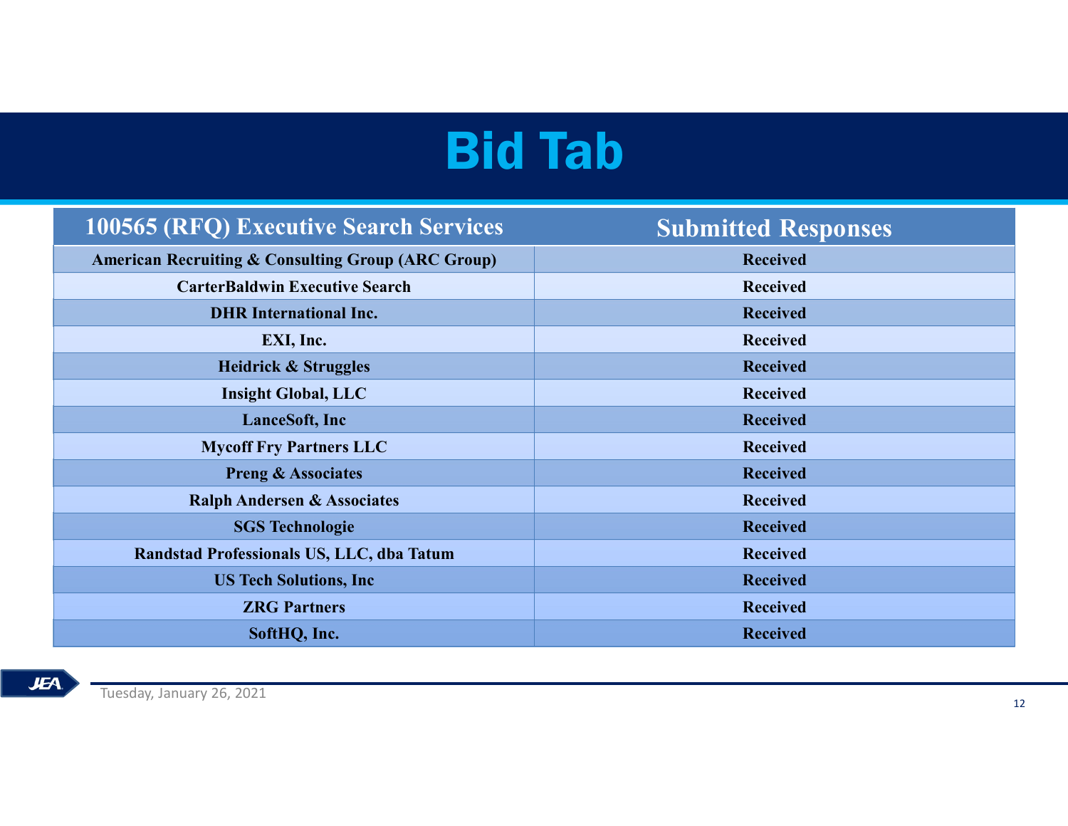# Bid Tab

| 100565 (RFQ) Executive Search Services | Submitted Responses |
| --- | --- |
| American Recruiting & Consulting Group (ARC Group) | Received |
| CarterBaldwin Executive Search | Received |
| DHR International Inc. | Received |
| EXI, Inc. | Received |
| Heidrick & Struggles | Received |
| Insight Global, LLC | Received |
| LanceSoft, Inc | Received |
| Mycoff Fry Partners LLC | Received |
| Preng & Associates | Received |
| Ralph Andersen & Associates | Received |
| SGS Technologie | Received |
| Randstad Professionals US, LLC, dba Tatum | Received |
| US Tech Solutions, Inc | Received |
| ZRG Partners | Received |
| SoftHQ, Inc. | Received |

Tuesday, January 26, 2021